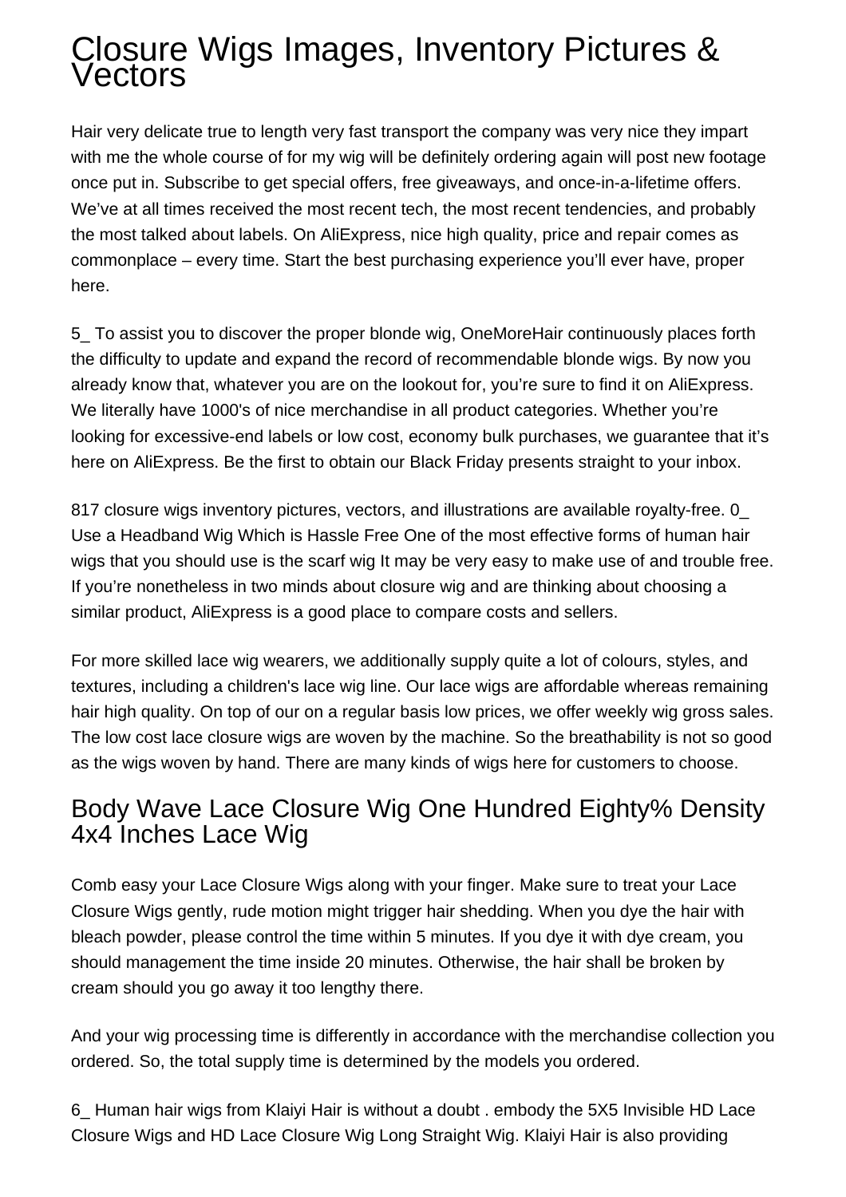# Closure Wigs Images, Inventory Pictures & Vectors

Hair very delicate true to length very fast transport the company was very nice they impart with me the whole course of for my wig will be definitely ordering again will post new footage once put in. Subscribe to get special offers, free giveaways, and once-in-a-lifetime offers. We've at all times received the most recent tech, the most recent tendencies, and probably the most talked about labels. On AliExpress, nice high quality, price and repair comes as commonplace – every time. Start the best purchasing experience you'll ever have, proper here.

5_ To assist you to discover the proper blonde wig, OneMoreHair continuously places forth the difficulty to update and expand the record of recommendable blonde wigs. By now you already know that, whatever you are on the lookout for, you're sure to find it on AliExpress. We literally have 1000's of nice merchandise in all product categories. Whether you're looking for excessive-end labels or low cost, economy bulk purchases, we guarantee that it's here on AliExpress. Be the first to obtain our Black Friday presents straight to your inbox.

817 closure wigs inventory pictures, vectors, and illustrations are available royalty-free. 0_ Use a Headband Wig Which is Hassle Free One of the most effective forms of human hair wigs that you should use is the scarf wig It may be very easy to make use of and trouble free. If you're nonetheless in two minds about closure wig and are thinking about choosing a similar product, AliExpress is a good place to compare costs and sellers.

For more skilled lace wig wearers, we additionally supply quite a lot of colours, styles, and textures, including a children's lace wig line. Our lace wigs are affordable whereas remaining hair high quality. On top of our on a regular basis low prices, we offer weekly wig gross sales. The low cost lace closure wigs are woven by the machine. So the breathability is not so good as the wigs woven by hand. There are many kinds of wigs here for customers to choose.

## Body Wave Lace Closure Wig One Hundred Eighty% Density 4x4 Inches Lace Wig

Comb easy your Lace Closure Wigs along with your finger. Make sure to treat your Lace Closure Wigs gently, rude motion might trigger hair shedding. When you dye the hair with bleach powder, please control the time within 5 minutes. If you dye it with dye cream, you should management the time inside 20 minutes. Otherwise, the hair shall be broken by cream should you go away it too lengthy there.

And your wig processing time is differently in accordance with the merchandise collection you ordered. So, the total supply time is determined by the models you ordered.

6_ Human hair wigs from Klaiyi Hair is without a doubt . embody the 5X5 Invisible HD Lace Closure Wigs and HD Lace Closure Wig Long Straight Wig. Klaiyi Hair is also providing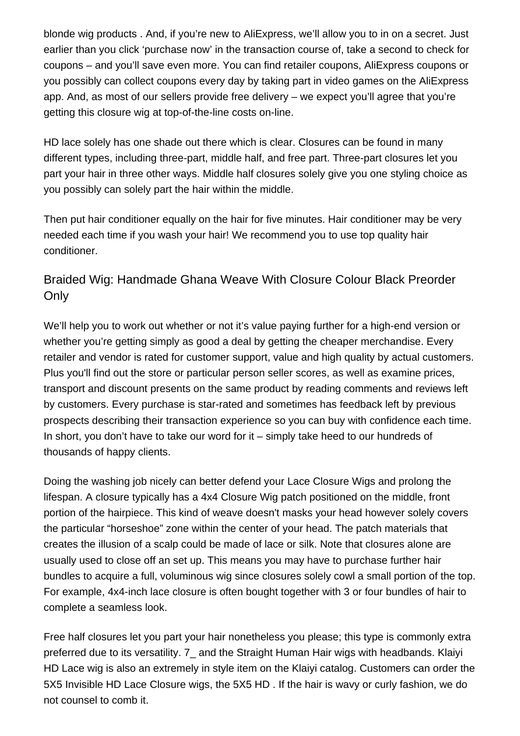blonde wig products . And, if you’re new to AliExpress, we’ll allow you to in on a secret. Just earlier than you click ‘purchase now’ in the transaction course of, take a second to check for coupons – and you’ll save even more. You can find retailer coupons, AliExpress coupons or you possibly can collect coupons every day by taking part in video games on the AliExpress app. And, as most of our sellers provide free delivery – we expect you’ll agree that you’re getting this closure wig at top-of-the-line costs on-line.

HD lace solely has one shade out there which is clear. Closures can be found in many different types, including three-part, middle half, and free part. Three-part closures let you part your hair in three other ways. Middle half closures solely give you one styling choice as you possibly can solely part the hair within the middle.

Then put hair conditioner equally on the hair for five minutes. Hair conditioner may be very needed each time if you wash your hair! We recommend you to use top quality hair conditioner.

## Braided Wig: Handmade Ghana Weave With Closure Colour Black Preorder Only

We’ll help you to work out whether or not it’s value paying further for a high-end version or whether you’re getting simply as good a deal by getting the cheaper merchandise. Every retailer and vendor is rated for customer support, value and high quality by actual customers. Plus you'll find out the store or particular person seller scores, as well as examine prices, transport and discount presents on the same product by reading comments and reviews left by customers. Every purchase is star-rated and sometimes has feedback left by previous prospects describing their transaction experience so you can buy with confidence each time. In short, you don’t have to take our word for it – simply take heed to our hundreds of thousands of happy clients.

Doing the washing job nicely can better defend your Lace Closure Wigs and prolong the lifespan. A closure typically has a 4x4 Closure Wig patch positioned on the middle, front portion of the hairpiece. This kind of weave doesn't masks your head however solely covers the particular “horseshoe” zone within the center of your head. The patch materials that creates the illusion of a scalp could be made of lace or silk. Note that closures alone are usually used to close off an set up. This means you may have to purchase further hair bundles to acquire a full, voluminous wig since closures solely cowl a small portion of the top. For example, 4x4-inch lace closure is often bought together with 3 or four bundles of hair to complete a seamless look.

Free half closures let you part your hair nonetheless you please; this type is commonly extra preferred due to its versatility. 7_ and the Straight Human Hair wigs with headbands. Klaiyi HD Lace wig is also an extremely in style item on the Klaiyi catalog. Customers can order the 5X5 Invisible HD Lace Closure wigs, the 5X5 HD . If the hair is wavy or curly fashion, we do not counsel to comb it.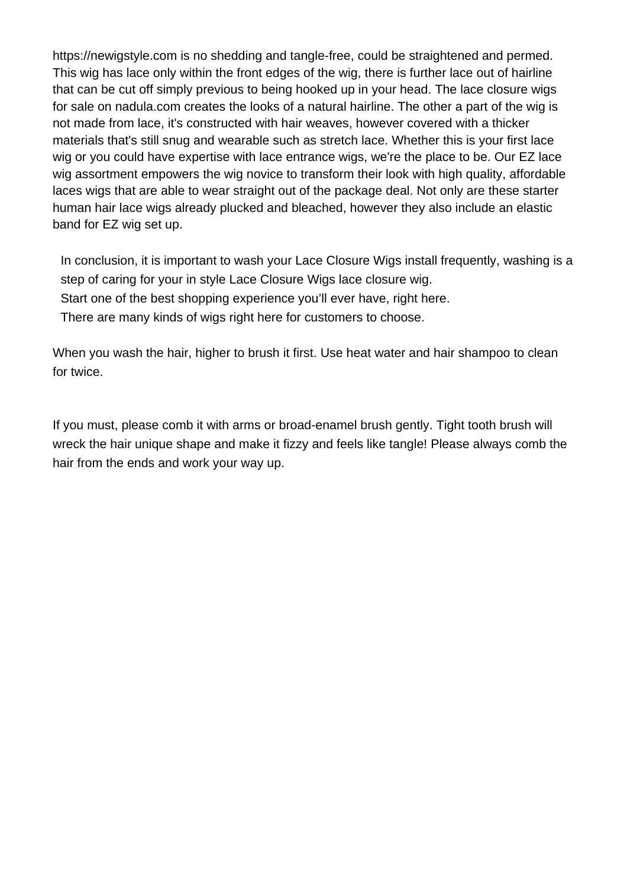https://newigstyle.com is no shedding and tangle-free, could be straightened and permed. This wig has lace only within the front edges of the wig, there is further lace out of hairline that can be cut off simply previous to being hooked up in your head. The lace closure wigs for sale on nadula.com creates the looks of a natural hairline. The other a part of the wig is not made from lace, it's constructed with hair weaves, however covered with a thicker materials that's still snug and wearable such as stretch lace. Whether this is your first lace wig or you could have expertise with lace entrance wigs, we're the place to be. Our EZ lace wig assortment empowers the wig novice to transform their look with high quality, affordable laces wigs that are able to wear straight out of the package deal. Not only are these starter human hair lace wigs already plucked and bleached, however they also include an elastic band for EZ wig set up.

- In conclusion, it is important to wash your Lace Closure Wigs install frequently, washing is a step of caring for your in style Lace Closure Wigs lace closure wig.
- Start one of the best shopping experience you'll ever have, right here.
- There are many kinds of wigs right here for customers to choose.

When you wash the hair, higher to brush it first. Use heat water and hair shampoo to clean for twice.

If you must, please comb it with arms or broad-enamel brush gently. Tight tooth brush will wreck the hair unique shape and make it fizzy and feels like tangle! Please always comb the hair from the ends and work your way up.